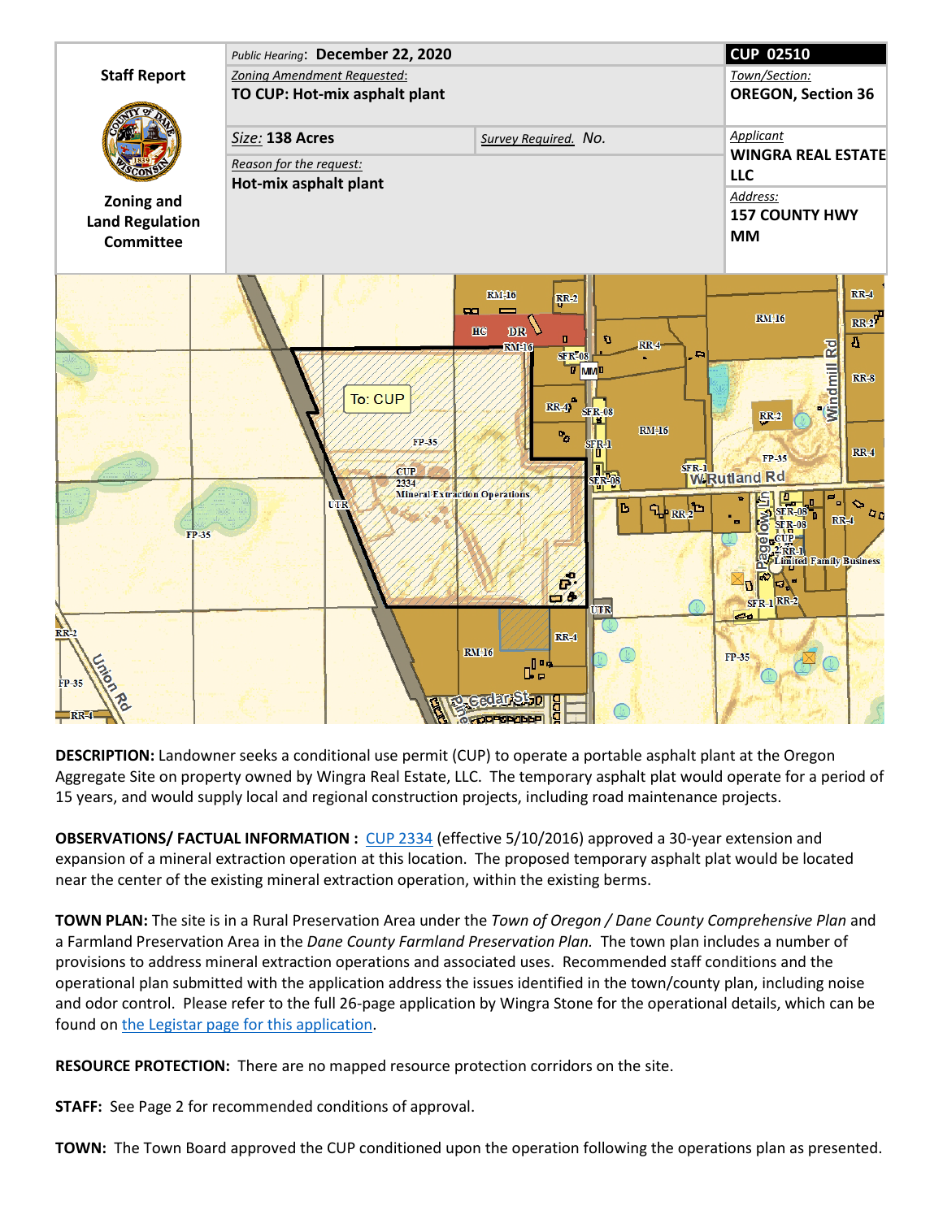| Staff Report | Public Hearing: **December 22, 2020** | | **CUP 02510** |
|---|---|---|---|
| | Zoning Amendment Requested: **TO CUP: Hot-mix asphalt plant** | | Town/Section: **OREGON, Section 36** |
| Zoning and Land Regulation Committee | Size: **138 Acres** | Survey Required. **No.** | Applicant: **WINGRA REAL ESTATE LLC** |
| | Reason for the request: **Hot-mix asphalt plant** | | Address: **157 COUNTY HWY MM** |

**DESCRIPTION:** Landowner seeks a conditional use permit (CUP) to operate a portable asphalt plant at the Oregon Aggregate Site on property owned by Wingra Real Estate, LLC. The temporary asphalt plat would operate for a period of 15 years, and would supply local and regional construction projects, including road maintenance projects.

**OBSERVATIONS/ FACTUAL INFORMATION :** CUP 2334 (effective 5/10/2016) approved a 30-year extension and expansion of a mineral extraction operation at this location. The proposed temporary asphalt plat would be located near the center of the existing mineral extraction operation, within the existing berms.

**TOWN PLAN:** The site is in a Rural Preservation Area under the *Town of Oregon / Dane County Comprehensive Plan* and a Farmland Preservation Area in the *Dane County Farmland Preservation Plan.* The town plan includes a number of provisions to address mineral extraction operations and associated uses. Recommended staff conditions and the operational plan submitted with the application address the issues identified in the town/county plan, including noise and odor control. Please refer to the full 26-page application by Wingra Stone for the operational details, which can be found on the Legistar page for this application.

**RESOURCE PROTECTION:** There are no mapped resource protection corridors on the site.

**STAFF:** See Page 2 for recommended conditions of approval.

**TOWN:** The Town Board approved the CUP conditioned upon the operation following the operations plan as presented.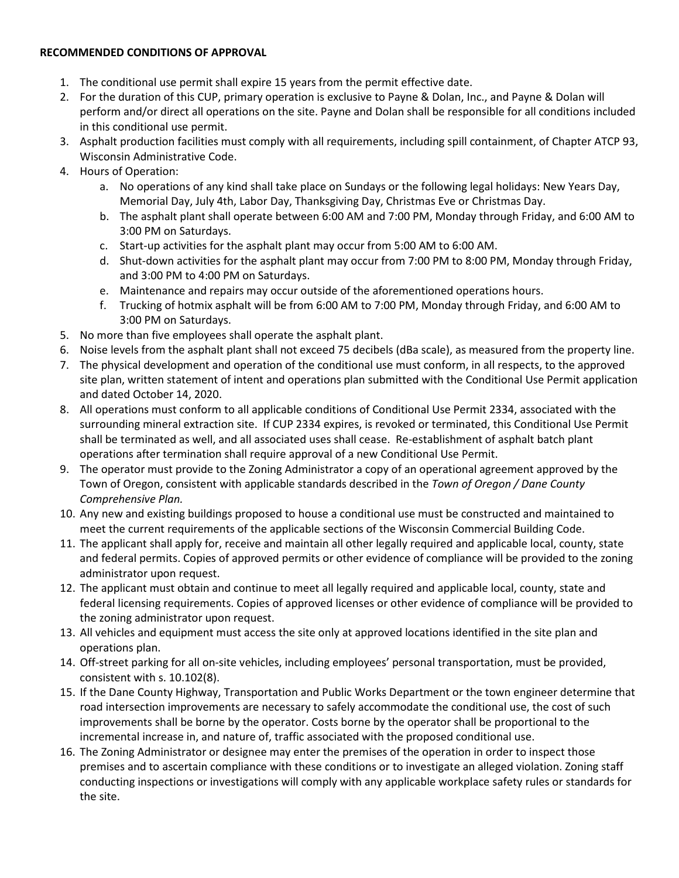**RECOMMENDED CONDITIONS OF APPROVAL**

1. The conditional use permit shall expire 15 years from the permit effective date.
2. For the duration of this CUP, primary operation is exclusive to Payne & Dolan, Inc., and Payne & Dolan will perform and/or direct all operations on the site. Payne and Dolan shall be responsible for all conditions included in this conditional use permit.
3. Asphalt production facilities must comply with all requirements, including spill containment, of Chapter ATCP 93, Wisconsin Administrative Code.
4. Hours of Operation:
   a. No operations of any kind shall take place on Sundays or the following legal holidays: New Years Day, Memorial Day, July 4th, Labor Day, Thanksgiving Day, Christmas Eve or Christmas Day.
   b. The asphalt plant shall operate between 6:00 AM and 7:00 PM, Monday through Friday, and 6:00 AM to 3:00 PM on Saturdays.
   c. Start-up activities for the asphalt plant may occur from 5:00 AM to 6:00 AM.
   d. Shut-down activities for the asphalt plant may occur from 7:00 PM to 8:00 PM, Monday through Friday, and 3:00 PM to 4:00 PM on Saturdays.
   e. Maintenance and repairs may occur outside of the aforementioned operations hours.
   f. Trucking of hotmix asphalt will be from 6:00 AM to 7:00 PM, Monday through Friday, and 6:00 AM to 3:00 PM on Saturdays.
5. No more than five employees shall operate the asphalt plant.
6. Noise levels from the asphalt plant shall not exceed 75 decibels (dBa scale), as measured from the property line.
7. The physical development and operation of the conditional use must conform, in all respects, to the approved site plan, written statement of intent and operations plan submitted with the Conditional Use Permit application and dated October 14, 2020.
8. All operations must conform to all applicable conditions of Conditional Use Permit 2334, associated with the surrounding mineral extraction site. If CUP 2334 expires, is revoked or terminated, this Conditional Use Permit shall be terminated as well, and all associated uses shall cease. Re-establishment of asphalt batch plant operations after termination shall require approval of a new Conditional Use Permit.
9. The operator must provide to the Zoning Administrator a copy of an operational agreement approved by the Town of Oregon, consistent with applicable standards described in the *Town of Oregon / Dane County Comprehensive Plan.*
10. Any new and existing buildings proposed to house a conditional use must be constructed and maintained to meet the current requirements of the applicable sections of the Wisconsin Commercial Building Code.
11. The applicant shall apply for, receive and maintain all other legally required and applicable local, county, state and federal permits. Copies of approved permits or other evidence of compliance will be provided to the zoning administrator upon request.
12. The applicant must obtain and continue to meet all legally required and applicable local, county, state and federal licensing requirements. Copies of approved licenses or other evidence of compliance will be provided to the zoning administrator upon request.
13. All vehicles and equipment must access the site only at approved locations identified in the site plan and operations plan.
14. Off-street parking for all on-site vehicles, including employees' personal transportation, must be provided, consistent with s. 10.102(8).
15. If the Dane County Highway, Transportation and Public Works Department or the town engineer determine that road intersection improvements are necessary to safely accommodate the conditional use, the cost of such improvements shall be borne by the operator. Costs borne by the operator shall be proportional to the incremental increase in, and nature of, traffic associated with the proposed conditional use.
16. The Zoning Administrator or designee may enter the premises of the operation in order to inspect those premises and to ascertain compliance with these conditions or to investigate an alleged violation. Zoning staff conducting inspections or investigations will comply with any applicable workplace safety rules or standards for the site.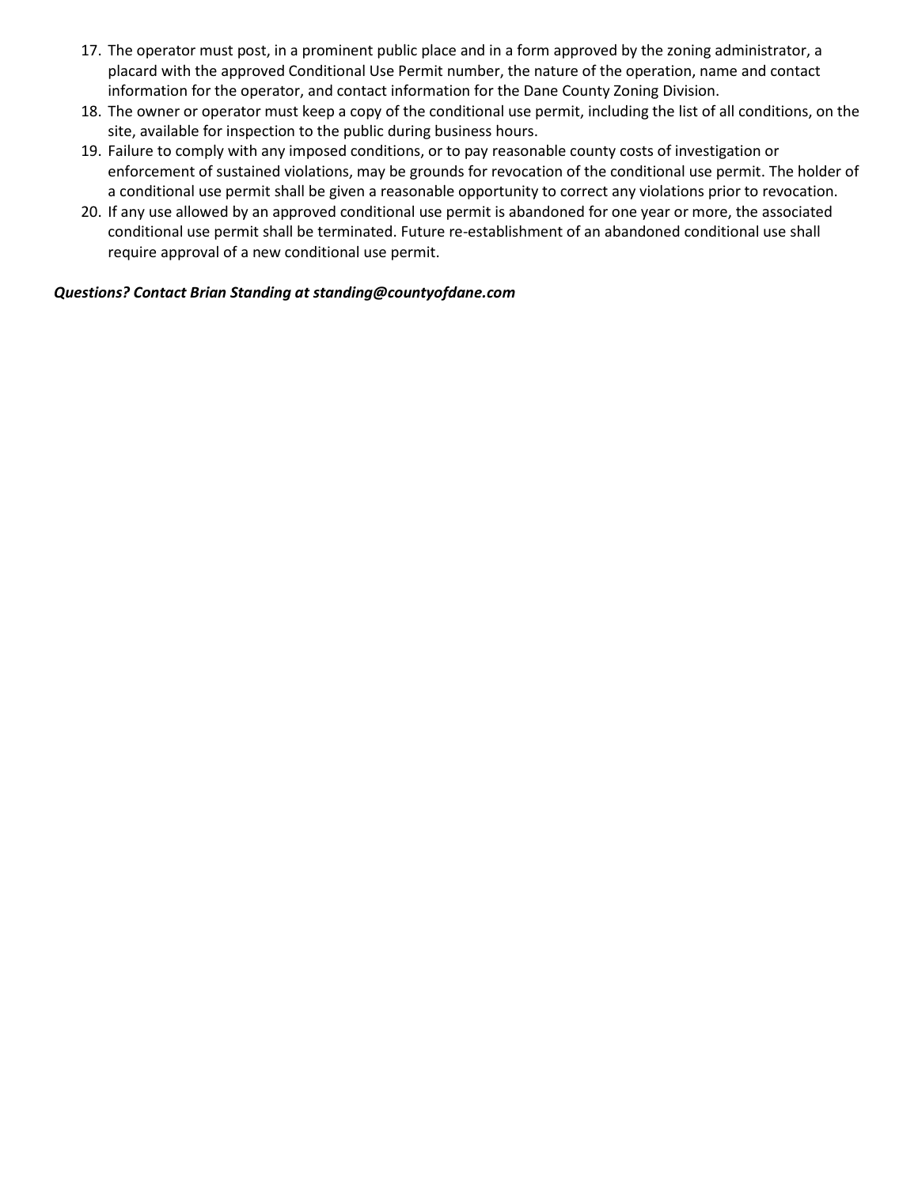17. The operator must post, in a prominent public place and in a form approved by the zoning administrator, a placard with the approved Conditional Use Permit number, the nature of the operation, name and contact information for the operator, and contact information for the Dane County Zoning Division.
18. The owner or operator must keep a copy of the conditional use permit, including the list of all conditions, on the site, available for inspection to the public during business hours.
19. Failure to comply with any imposed conditions, or to pay reasonable county costs of investigation or enforcement of sustained violations, may be grounds for revocation of the conditional use permit. The holder of a conditional use permit shall be given a reasonable opportunity to correct any violations prior to revocation.
20. If any use allowed by an approved conditional use permit is abandoned for one year or more, the associated conditional use permit shall be terminated. Future re-establishment of an abandoned conditional use shall require approval of a new conditional use permit.

***Questions? Contact Brian Standing at standing@countyofdane.com***